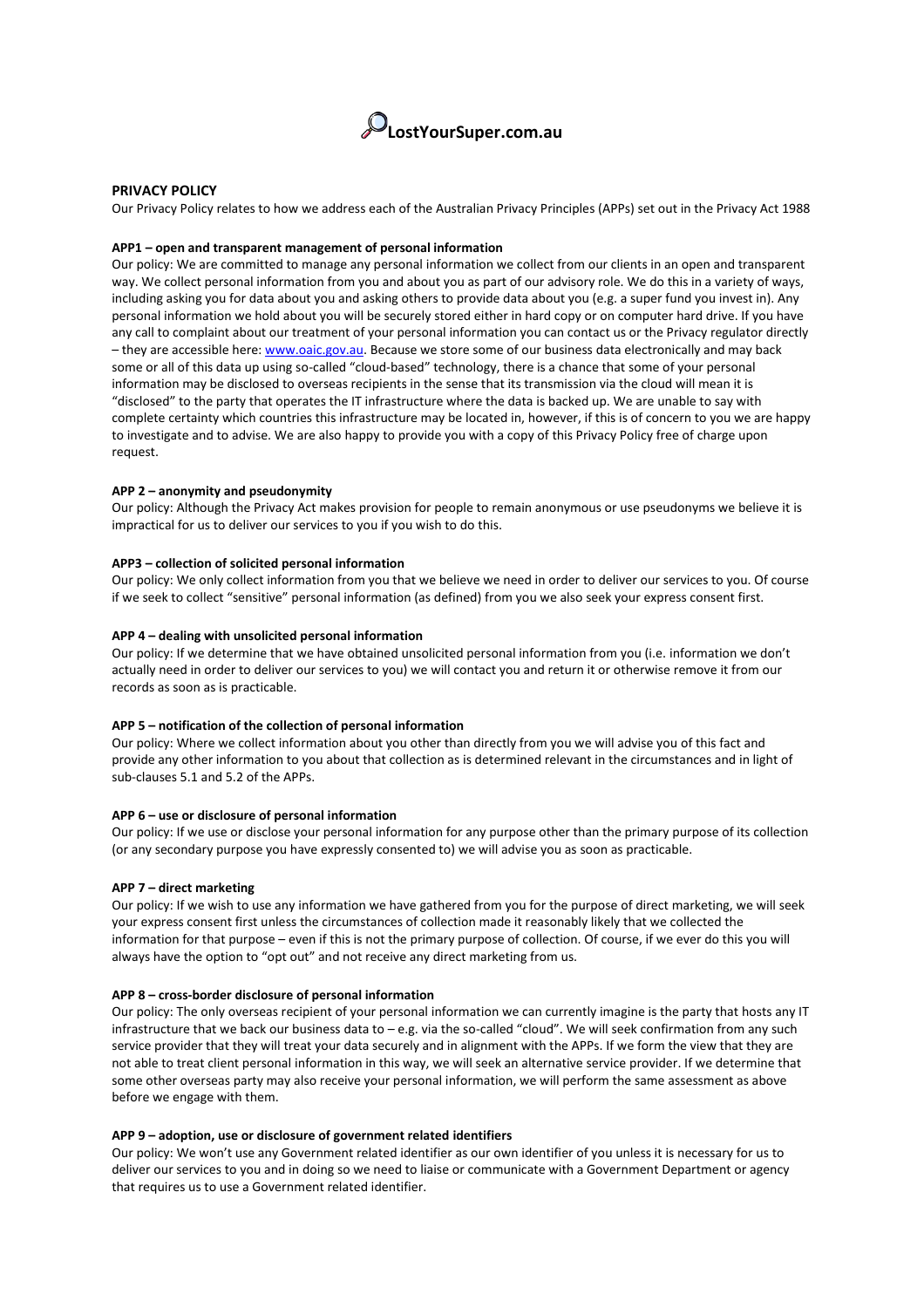# LostYourSuper.com.au

## PRIVACY POLICY

Our Privacy Policy relates to how we address each of the Australian Privacy Principles (APPs) set out in the Privacy Act 1988

### APP1 – open and transparent management of personal information

Our policy: We are committed to manage any personal information we collect from our clients in an open and transparent way. We collect personal information from you and about you as part of our advisory role. We do this in a variety of ways, including asking you for data about you and asking others to provide data about you (e.g. a super fund you invest in). Any personal information we hold about you will be securely stored either in hard copy or on computer hard drive. If you have any call to complaint about our treatment of your personal information you can contact us or the Privacy regulator directly – they are accessible here: www.oaic.gov.au. Because we store some of our business data electronically and may back some or all of this data up using so-called "cloud-based" technology, there is a chance that some of your personal information may be disclosed to overseas recipients in the sense that its transmission via the cloud will mean it is "disclosed" to the party that operates the IT infrastructure where the data is backed up. We are unable to say with complete certainty which countries this infrastructure may be located in, however, if this is of concern to you we are happy to investigate and to advise. We are also happy to provide you with a copy of this Privacy Policy free of charge upon request.

### APP 2 – anonymity and pseudonymity

Our policy: Although the Privacy Act makes provision for people to remain anonymous or use pseudonyms we believe it is impractical for us to deliver our services to you if you wish to do this.

### APP3 – collection of solicited personal information

Our policy: We only collect information from you that we believe we need in order to deliver our services to you. Of course if we seek to collect "sensitive" personal information (as defined) from you we also seek your express consent first.

### APP 4 – dealing with unsolicited personal information

Our policy: If we determine that we have obtained unsolicited personal information from you (i.e. information we don't actually need in order to deliver our services to you) we will contact you and return it or otherwise remove it from our records as soon as is practicable.

### APP 5 – notification of the collection of personal information

Our policy: Where we collect information about you other than directly from you we will advise you of this fact and provide any other information to you about that collection as is determined relevant in the circumstances and in light of sub-clauses 5.1 and 5.2 of the APPs.

### APP 6 – use or disclosure of personal information

Our policy: If we use or disclose your personal information for any purpose other than the primary purpose of its collection (or any secondary purpose you have expressly consented to) we will advise you as soon as practicable.

### APP 7 – direct marketing

Our policy: If we wish to use any information we have gathered from you for the purpose of direct marketing, we will seek your express consent first unless the circumstances of collection made it reasonably likely that we collected the information for that purpose – even if this is not the primary purpose of collection. Of course, if we ever do this you will always have the option to "opt out" and not receive any direct marketing from us.

### APP 8 – cross-border disclosure of personal information

Our policy: The only overseas recipient of your personal information we can currently imagine is the party that hosts any IT infrastructure that we back our business data to – e.g. via the so-called "cloud". We will seek confirmation from any such service provider that they will treat your data securely and in alignment with the APPs. If we form the view that they are not able to treat client personal information in this way, we will seek an alternative service provider. If we determine that some other overseas party may also receive your personal information, we will perform the same assessment as above before we engage with them.

### APP 9 – adoption, use or disclosure of government related identifiers

Our policy: We won't use any Government related identifier as our own identifier of you unless it is necessary for us to deliver our services to you and in doing so we need to liaise or communicate with a Government Department or agency that requires us to use a Government related identifier.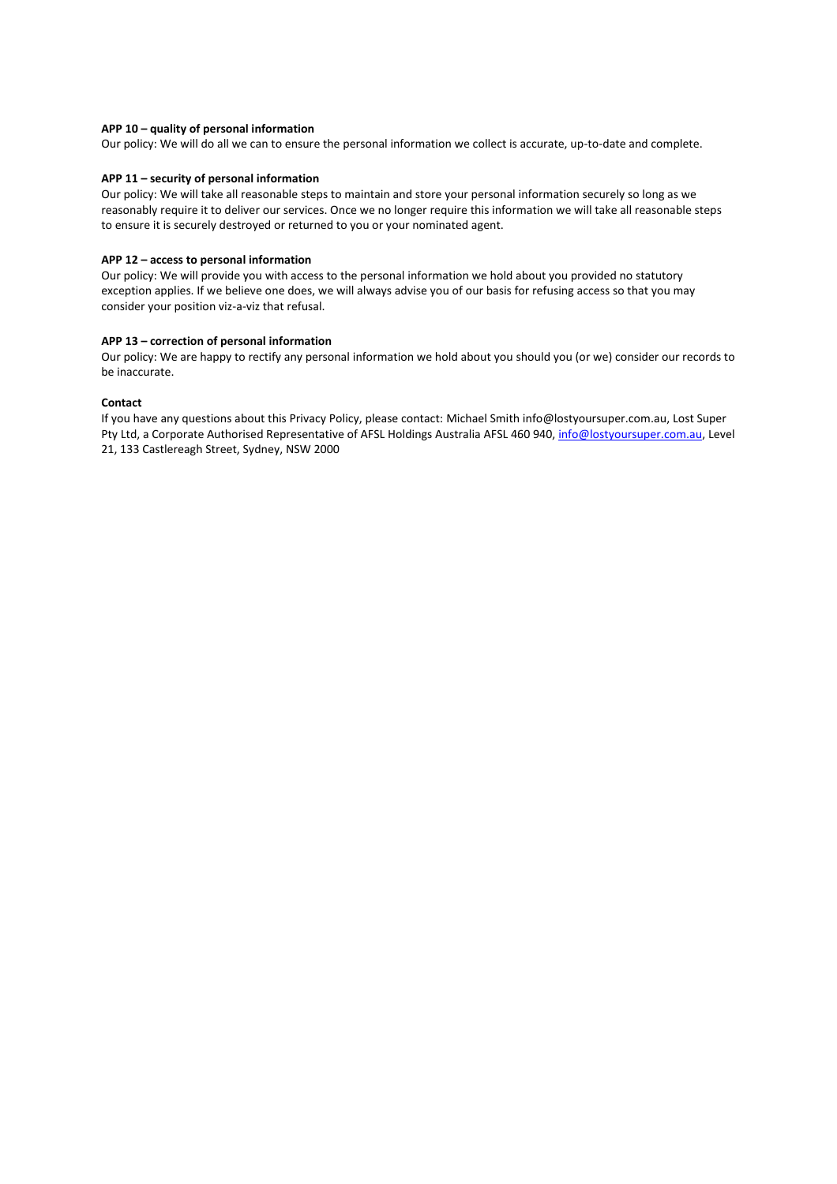**APP 10 – quality of personal information**

Our policy: We will do all we can to ensure the personal information we collect is accurate, up-to-date and complete.

**APP 11 – security of personal information**

Our policy: We will take all reasonable steps to maintain and store your personal information securely so long as we reasonably require it to deliver our services. Once we no longer require this information we will take all reasonable steps to ensure it is securely destroyed or returned to you or your nominated agent.

**APP 12 – access to personal information**

Our policy: We will provide you with access to the personal information we hold about you provided no statutory exception applies. If we believe one does, we will always advise you of our basis for refusing access so that you may consider your position viz-a-viz that refusal.

**APP 13 – correction of personal information**

Our policy: We are happy to rectify any personal information we hold about you should you (or we) consider our records to be inaccurate.

**Contact**

If you have any questions about this Privacy Policy, please contact: Michael Smith info@lostyoursuper.com.au, Lost Super Pty Ltd, a Corporate Authorised Representative of AFSL Holdings Australia AFSL 460 940, [info@lostyoursuper.com.au](mailto:info@lostyoursuper.com.au), Level 21, 133 Castlereagh Street, Sydney, NSW 2000